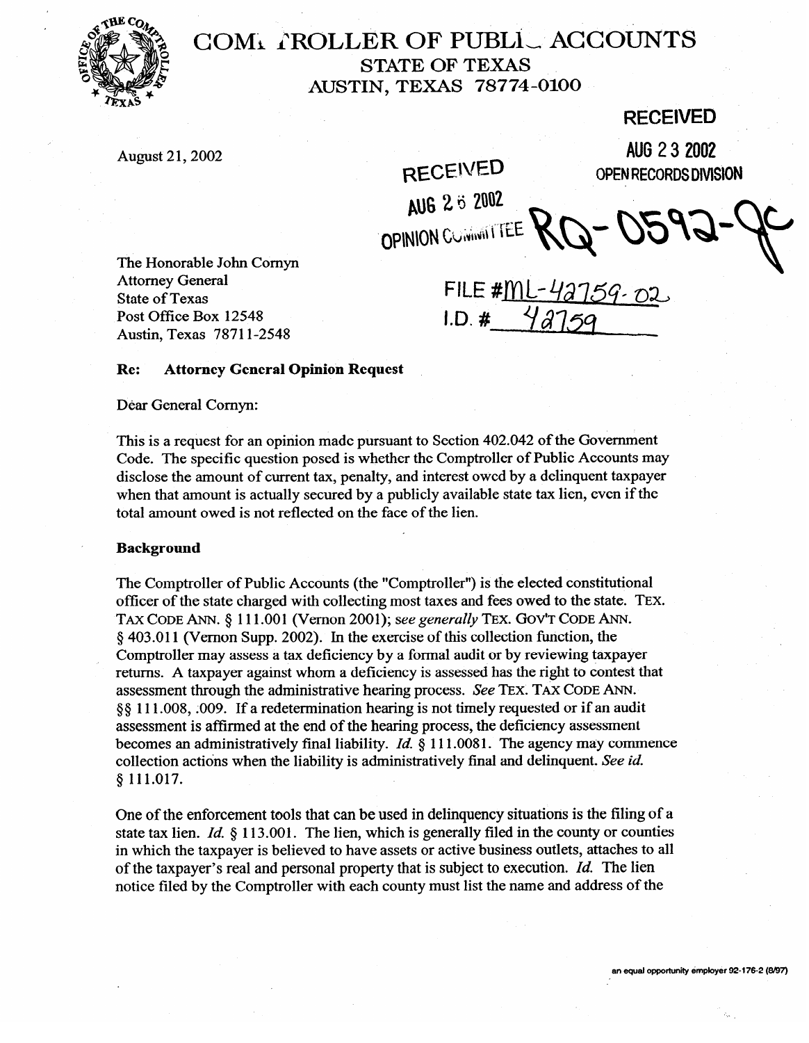# COMPTROLLER OF PUBLIC ACCOUNTS
## STATE OF TEXAS
## AUSTIN, TEXAS 78774-0100

RECEIVED
AUG 23 2002
OPEN RECORDS DIVISION

August 21, 2002

RECEIVED
AUG 26 2002
OPINION COMMITTEE

RQ-0592-JC

FILE #ML-42759-02
I.D. # 42759

The Honorable John Cornyn
Attorney General
State of Texas
Post Office Box 12548
Austin, Texas 78711-2548

**Re: Attorney General Opinion Request**

Dear General Cornyn:

This is a request for an opinion made pursuant to Section 402.042 of the Government Code. The specific question posed is whether the Comptroller of Public Accounts may disclose the amount of current tax, penalty, and interest owed by a delinquent taxpayer when that amount is actually secured by a publicly available state tax lien, even if the total amount owed is not reflected on the face of the lien.

**Background**

The Comptroller of Public Accounts (the "Comptroller") is the elected constitutional officer of the state charged with collecting most taxes and fees owed to the state. TEX. TAX CODE ANN. § 111.001 (Vernon 2001); *see generally* TEX. GOV'T CODE ANN. § 403.011 (Vernon Supp. 2002). In the exercise of this collection function, the Comptroller may assess a tax deficiency by a formal audit or by reviewing taxpayer returns. A taxpayer against whom a deficiency is assessed has the right to contest that assessment through the administrative hearing process. *See* TEX. TAX CODE ANN. §§ 111.008, .009. If a redetermination hearing is not timely requested or if an audit assessment is affirmed at the end of the hearing process, the deficiency assessment becomes an administratively final liability. *Id.* § 111.0081. The agency may commence collection actions when the liability is administratively final and delinquent. *See id.* § 111.017.

One of the enforcement tools that can be used in delinquency situations is the filing of a state tax lien. *Id.* § 113.001. The lien, which is generally filed in the county or counties in which the taxpayer is believed to have assets or active business outlets, attaches to all of the taxpayer's real and personal property that is subject to execution. *Id.* The lien notice filed by the Comptroller with each county must list the name and address of the

an equal opportunity employer 92-176-2 (8/97)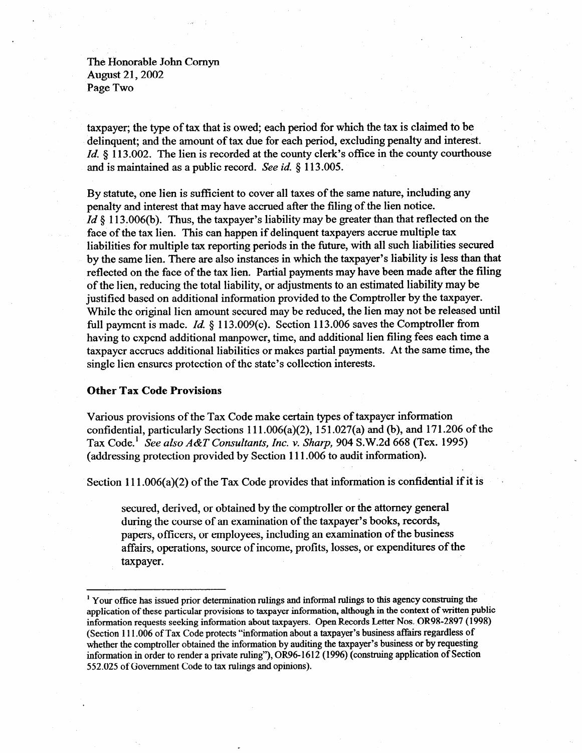taxpayer; the type of tax that is owed; each period for which the tax is claimed to be delinquent; and the amount of tax due for each period, excluding penalty and interest. *Id.* § 113.002. The lien is recorded at the county clerk's office in the county courthouse and is maintained as a public record. *See id.* § 113.005.

By statute, one lien is sufficient to cover all taxes of the same nature, including any penalty and interest that may have accrued after the filing of the lien notice. *Id* § 113.006(b). Thus, the taxpayer's liability may be greater than that reflected on the face of the tax lien. This can happen if delinquent taxpayers accrue multiple tax liabilities for multiple tax reporting periods in the future, with all such liabilities secured by the same lien. There are also instances in which the taxpayer's liability is less than that reflected on the face of the tax lien. Partial payments may have been made after the filing of the lien, reducing the total liability, or adjustments to an estimated liability may be justified based on additional information provided to the Comptroller by the taxpayer. While the original lien amount secured may be reduced, the lien may not be released until full payment is made. *Id.* § 113.009(c). Section 113.006 saves the Comptroller from having to expend additional manpower, time, and additional lien filing fees each time a taxpayer accrues additional liabilities or makes partial payments. At the same time, the single lien ensures protection of the state's collection interests.

**Other Tax Code Provisions**

Various provisions of the Tax Code make certain types of taxpayer information confidential, particularly Sections 111.006(a)(2), 151.027(a) and (b), and 171.206 of the Tax Code.[1] *See also A&T Consultants, Inc. v. Sharp,* 904 S.W.2d 668 (Tex. 1995) (addressing protection provided by Section 111.006 to audit information).

Section 111.006(a)(2) of the Tax Code provides that information is confidential if it is

> secured, derived, or obtained by the comptroller or the attorney general during the course of an examination of the taxpayer's books, records, papers, officers, or employees, including an examination of the business affairs, operations, source of income, profits, losses, or expenditures of the taxpayer.

---

[1] Your office has issued prior determination rulings and informal rulings to this agency construing the application of these particular provisions to taxpayer information, although in the context of written public information requests seeking information about taxpayers. Open Records Letter Nos. OR98-2897 (1998) (Section 111.006 of Tax Code protects "information about a taxpayer's business affairs regardless of whether the comptroller obtained the information by auditing the taxpayer's business or by requesting information in order to render a private ruling"), OR96-1612 (1996) (construing application of Section 552.025 of Government Code to tax rulings and opinions).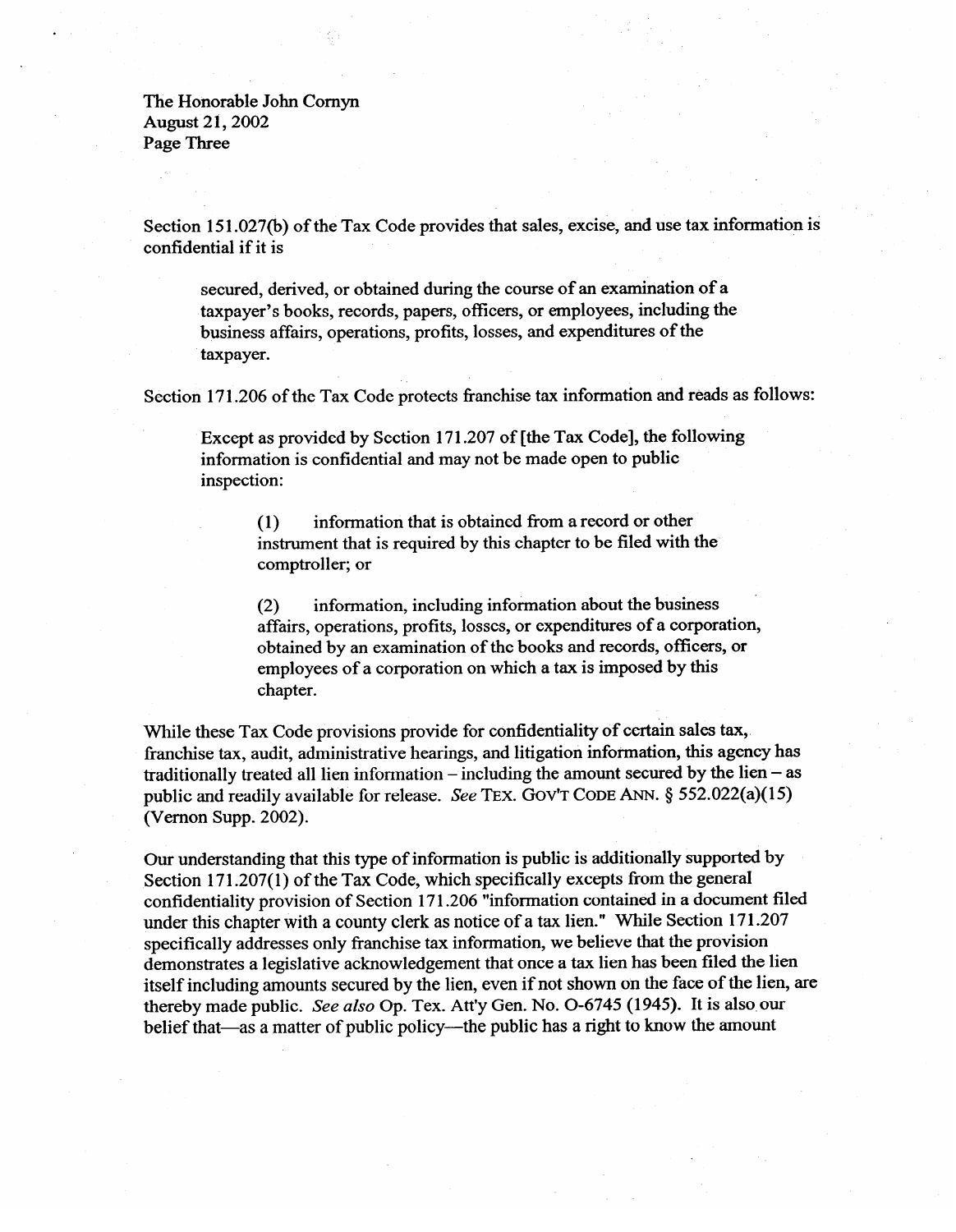Section 151.027(b) of the Tax Code provides that sales, excise, and use tax information is confidential if it is

> secured, derived, or obtained during the course of an examination of a taxpayer's books, records, papers, officers, or employees, including the business affairs, operations, profits, losses, and expenditures of the taxpayer.

Section 171.206 of the Tax Code protects franchise tax information and reads as follows:

> Except as provided by Section 171.207 of [the Tax Code], the following information is confidential and may not be made open to public inspection:
>
> (1) information that is obtained from a record or other instrument that is required by this chapter to be filed with the comptroller; or
>
> (2) information, including information about the business affairs, operations, profits, losses, or expenditures of a corporation, obtained by an examination of the books and records, officers, or employees of a corporation on which a tax is imposed by this chapter.

While these Tax Code provisions provide for confidentiality of certain sales tax, franchise tax, audit, administrative hearings, and litigation information, this agency has traditionally treated all lien information – including the amount secured by the lien – as public and readily available for release. *See* TEX. GOV'T CODE ANN. § 552.022(a)(15) (Vernon Supp. 2002).

Our understanding that this type of information is public is additionally supported by Section 171.207(1) of the Tax Code, which specifically excepts from the general confidentiality provision of Section 171.206 "information contained in a document filed under this chapter with a county clerk as notice of a tax lien." While Section 171.207 specifically addresses only franchise tax information, we believe that the provision demonstrates a legislative acknowledgement that once a tax lien has been filed the lien itself including amounts secured by the lien, even if not shown on the face of the lien, are thereby made public. *See also* Op. Tex. Att'y Gen. No. O-6745 (1945). It is also our belief that—as a matter of public policy—the public has a right to know the amount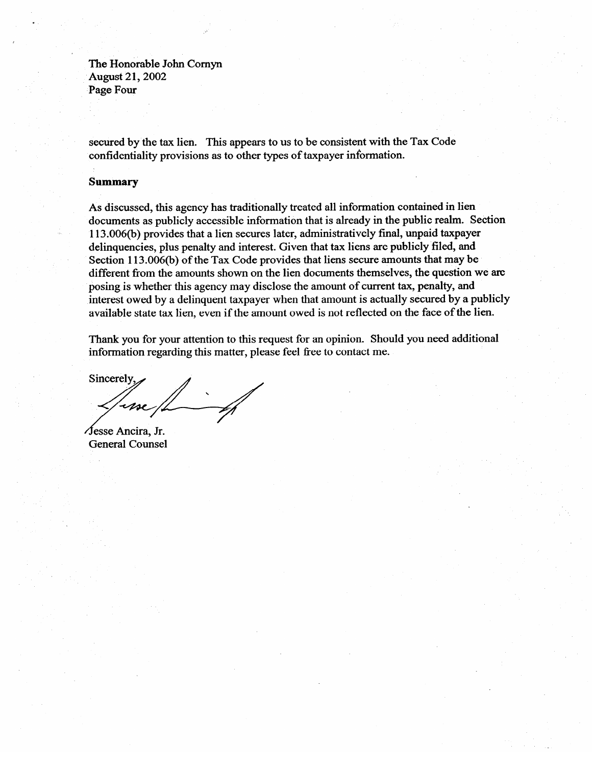The Honorable John Cornyn
August 21, 2002
Page Four

secured by the tax lien. This appears to us to be consistent with the Tax Code confidentiality provisions as to other types of taxpayer information.

**Summary**

As discussed, this agency has traditionally treated all information contained in lien documents as publicly accessible information that is already in the public realm. Section 113.006(b) provides that a lien secures later, administratively final, unpaid taxpayer delinquencies, plus penalty and interest. Given that tax liens are publicly filed, and Section 113.006(b) of the Tax Code provides that liens secure amounts that may be different from the amounts shown on the lien documents themselves, the question we are posing is whether this agency may disclose the amount of current tax, penalty, and interest owed by a delinquent taxpayer when that amount is actually secured by a publicly available state tax lien, even if the amount owed is not reflected on the face of the lien.

Thank you for your attention to this request for an opinion. Should you need additional information regarding this matter, please feel free to contact me.

Sincerely,

Jesse Ancira, Jr.
General Counsel